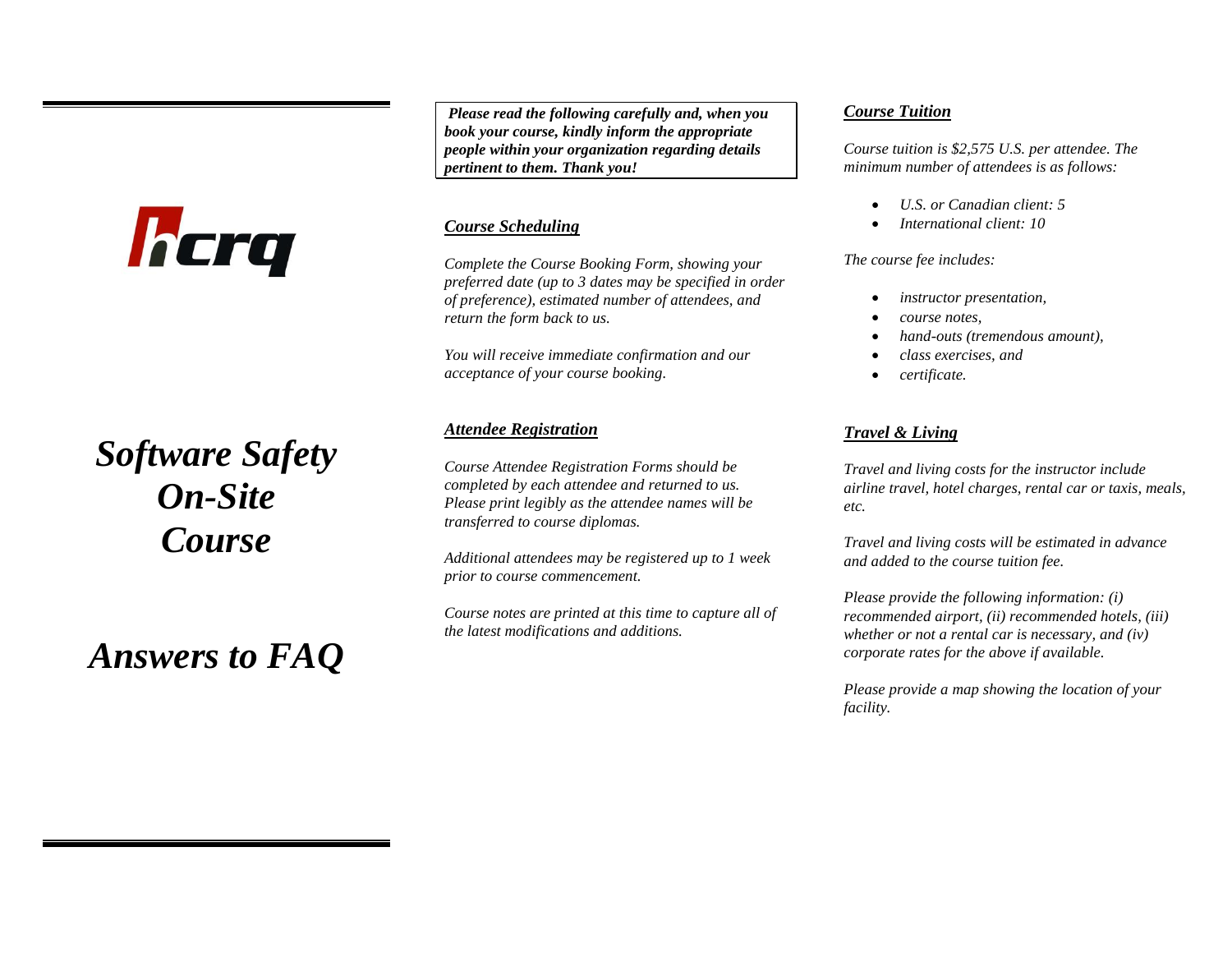hcrq

# *Software Safety On-Site Course*

# *Answers to FAQ*

***Please read the following carefully and, when you book your course, kindly inform the appropriate people within your organization regarding details pertinent to them. Thank you!***

## ***Course Scheduling***

*Complete the Course Booking Form, showing your preferred date (up to 3 dates may be specified in order of preference), estimated number of attendees, and return the form back to us.*

*You will receive immediate confirmation and our acceptance of your course booking.*

## ***Attendee Registration***

*Course Attendee Registration Forms should be completed by each attendee and returned to us. Please print legibly as the attendee names will be transferred to course diplomas.*

*Additional attendees may be registered up to 1 week prior to course commencement.*

*Course notes are printed at this time to capture all of the latest modifications and additions.*

## ***Course Tuition***

*Course tuition is $2,575 U.S. per attendee. The minimum number of attendees is as follows:*

- *U.S. or Canadian client: 5*
- *International client: 10*

*The course fee includes:*

- *instructor presentation,*
- *course notes,*
- *hand-outs (tremendous amount),*
- *class exercises, and*
- *certificate.*

## ***Travel & Living***

*Travel and living costs for the instructor include airline travel, hotel charges, rental car or taxis, meals, etc.*

*Travel and living costs will be estimated in advance and added to the course tuition fee.*

*Please provide the following information: (i) recommended airport, (ii) recommended hotels, (iii) whether or not a rental car is necessary, and (iv) corporate rates for the above if available.*

*Please provide a map showing the location of your facility.*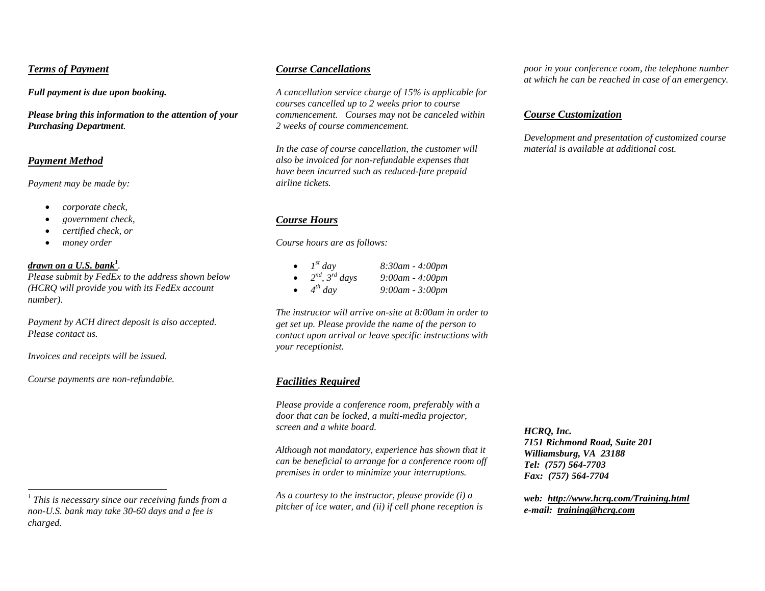## ***Terms of Payment***

***Full payment is due upon booking.***

***Please bring this information to the attention of your Purchasing Department****.*

## ***Payment Method***

*Payment may be made by:*

- *corporate check,*
- *government check,*
- *certified check, or*
- *money order*

***drawn on a U.S. bank[1]****.*
*Please submit by FedEx to the address shown below (HCRQ will provide you with its FedEx account number).*

*Payment by ACH direct deposit is also accepted. Please contact us.*

*Invoices and receipts will be issued.*

*Course payments are non-refundable.*

*[1] This is necessary since our receiving funds from a non-U.S. bank may take 30-60 days and a fee is charged.*

## ***Course Cancellations***

*A cancellation service charge of 15% is applicable for courses cancelled up to 2 weeks prior to course commencement. Courses may not be canceled within 2 weeks of course commencement.*

*In the case of course cancellation, the customer will also be invoiced for non-refundable expenses that have been incurred such as reduced-fare prepaid airline tickets.*

## ***Course Hours***

*Course hours are as follows:*

- *1st day 8:30am - 4:00pm*
- *2nd, 3rd days 9:00am - 4:00pm*
- *4th day 9:00am - 3:00pm*

*The instructor will arrive on-site at 8:00am in order to get set up. Please provide the name of the person to contact upon arrival or leave specific instructions with your receptionist.*

## ***Facilities Required***

*Please provide a conference room, preferably with a door that can be locked, a multi-media projector, screen and a white board.*

*Although not mandatory, experience has shown that it can be beneficial to arrange for a conference room off premises in order to minimize your interruptions.*

*As a courtesy to the instructor, please provide (i) a pitcher of ice water, and (ii) if cell phone reception is poor in your conference room, the telephone number at which he can be reached in case of an emergency.*

## ***Course Customization***

*Development and presentation of customized course material is available at additional cost.*

***HCRQ, Inc.***
***7151 Richmond Road, Suite 201***
***Williamsburg, VA 23188***
***Tel: (757) 564-7703***
***Fax: (757) 564-7704***

***web: http://www.hcrq.com/Training.html***
***e-mail: training@hcrq.com***